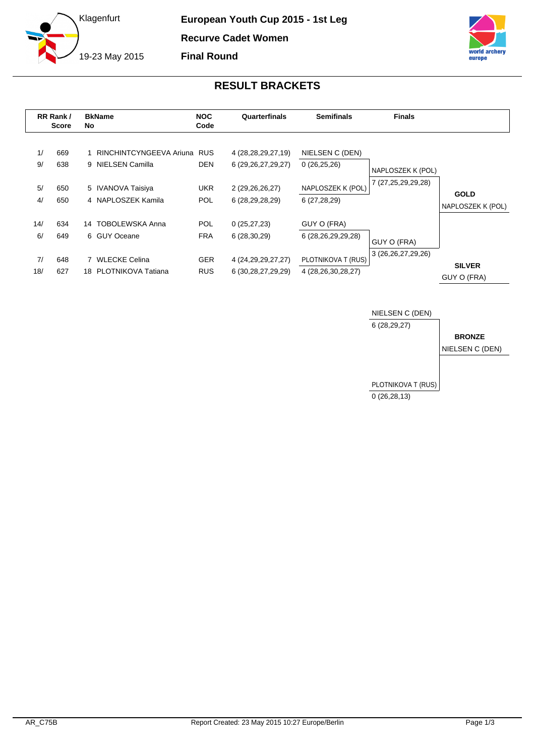**European Youth Cup 2015 - 1st Leg**

**Recurve Cadet Women**

**Final Round**

Klagenfurt

19-23 May 2015

## RESULT BRACKETS

| RR Rank / Score | | BkNo | Name | NOC Code | Quarterfinals | Semifinals | Finals | |
|---|---|---|---|---|---|---|---|---|
| 1/ | 669 | 1 | RINCHINTCYNGEEVA Ariuna | RUS | 4 (28,28,29,27,19) | NIELSEN C (DEN) | | |
| 9/ | 638 | 9 | NIELSEN Camilla | DEN | 6 (29,26,27,29,27) | 0 (26,25,26) | NAPLOSZEK K (POL) | |
| 5/ | 650 | 5 | IVANOVA Taisiya | UKR | 2 (29,26,26,27) | NAPLOSZEK K (POL) | 7 (27,25,29,29,28) | **GOLD** |
| 4/ | 650 | 4 | NAPLOSZEK Kamila | POL | 6 (28,29,28,29) | 6 (27,28,29) | | NAPLOSZEK K (POL) |
| 14/ | 634 | 14 | TOBOLEWSKA Anna | POL | 0 (25,27,23) | GUY O (FRA) | | |
| 6/ | 649 | 6 | GUY Oceane | FRA | 6 (28,30,29) | 6 (28,26,29,29,28) | GUY O (FRA) | |
| 7/ | 648 | 7 | WLECKE Celina | GER | 4 (24,29,29,27,27) | PLOTNIKOVA T (RUS) | 3 (26,26,27,29,26) | **SILVER** |
| 18/ | 627 | 18 | PLOTNIKOVA Tatiana | RUS | 6 (30,28,27,29,29) | 4 (28,26,30,28,27) | | GUY O (FRA) |

**Bronze Match**

| Finals | |
|---|---|
| NIELSEN C (DEN) | |
| 6 (28,29,27) | **BRONZE** |
| | NIELSEN C (DEN) |
| PLOTNIKOVA T (RUS) | |
| 0 (26,28,13) | |

AR_C75B

Report Created: 23 May 2015 10:27 Europe/Berlin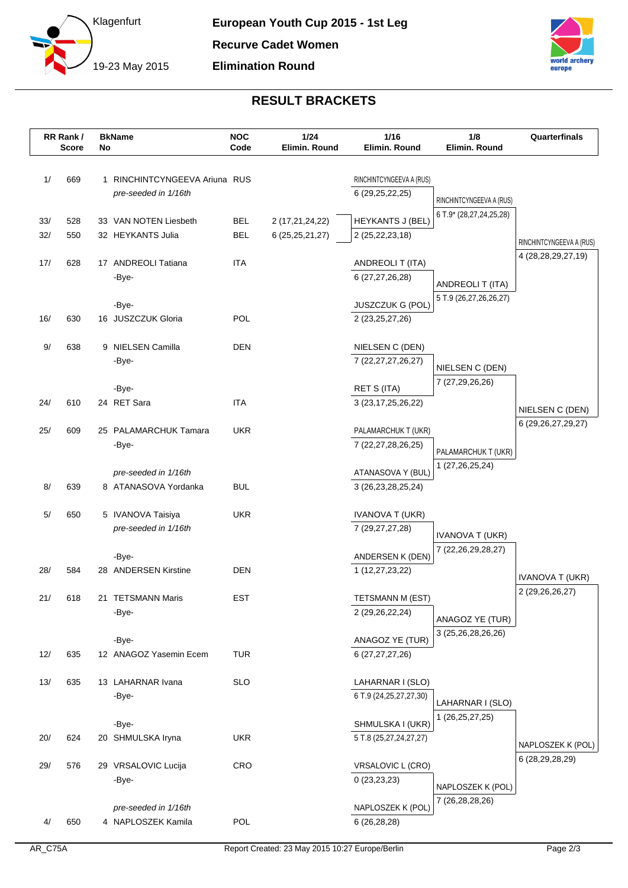Klagenfurt

19-23 May 2015

# European Youth Cup 2015 - 1st Leg

## Recurve Cadet Women

## Elimination Round

## RESULT BRACKETS

| RR Rank / Score | | BkNo | Name | NOC Code | 1/24 Elimin. Round | 1/16 Elimin. Round | 1/8 Elimin. Round | Quarterfinals |
|---|---|---|---|---|---|---|---|---|
| 1/ | 669 | 1 | RINCHINTCYNGEEVA Ariuna | RUS | | RINCHINTCYNGEEVA A (RUS) | | |
| | | | *pre-seeded in 1/16th* | | | 6 (29,25,22,25) | RINCHINTCYNGEEVA A (RUS) | |
| 33/ | 528 | 33 | VAN NOTEN Liesbeth | BEL | 2 (17,21,24,22) | HEYKANTS J (BEL) | 6 T.9* (28,27,24,25,28) | |
| 32/ | 550 | 32 | HEYKANTS Julia | BEL | 6 (25,25,21,27) | 2 (25,22,23,18) | | RINCHINTCYNGEEVA A (RUS) |
| 17/ | 628 | 17 | ANDREOLI Tatiana | ITA | | ANDREOLI T (ITA) | | 4 (28,28,29,27,19) |
| | | | -Bye- | | | 6 (27,27,26,28) | ANDREOLI T (ITA) | |
| | | | -Bye- | | | JUSZCZUK G (POL) | 5 T.9 (26,27,26,26,27) | |
| 16/ | 630 | 16 | JUSZCZUK Gloria | POL | | 2 (23,25,27,26) | | |
| 9/ | 638 | 9 | NIELSEN Camilla | DEN | | NIELSEN C (DEN) | | |
| | | | -Bye- | | | 7 (22,27,27,26,27) | NIELSEN C (DEN) | |
| | | | -Bye- | | | RET S (ITA) | 7 (27,29,26,26) | |
| 24/ | 610 | 24 | RET Sara | ITA | | 3 (23,17,25,26,22) | | NIELSEN C (DEN) |
| 25/ | 609 | 25 | PALAMARCHUK Tamara | UKR | | PALAMARCHUK T (UKR) | | 6 (29,26,27,29,27) |
| | | | -Bye- | | | 7 (22,27,28,26,25) | PALAMARCHUK T (UKR) | |
| | | | *pre-seeded in 1/16th* | | | ATANASOVA Y (BUL) | 1 (27,26,25,24) | |
| 8/ | 639 | 8 | ATANASOVA Yordanka | BUL | | 3 (26,23,28,25,24) | | |
| 5/ | 650 | 5 | IVANOVA Taisiya | UKR | | IVANOVA T (UKR) | | |
| | | | *pre-seeded in 1/16th* | | | 7 (29,27,27,28) | IVANOVA T (UKR) | |
| | | | -Bye- | | | ANDERSEN K (DEN) | 7 (22,26,29,28,27) | |
| 28/ | 584 | 28 | ANDERSEN Kirstine | DEN | | 1 (12,27,23,22) | | IVANOVA T (UKR) |
| 21/ | 618 | 21 | TETSMANN Maris | EST | | TETSMANN M (EST) | | 2 (29,26,26,27) |
| | | | -Bye- | | | 2 (29,26,22,24) | ANAGOZ YE (TUR) | |
| | | | -Bye- | | | ANAGOZ YE (TUR) | 3 (25,26,28,26,26) | |
| 12/ | 635 | 12 | ANAGOZ Yasemin Ecem | TUR | | 6 (27,27,27,26) | | |
| 13/ | 635 | 13 | LAHARNAR Ivana | SLO | | LAHARNAR I (SLO) | | |
| | | | -Bye- | | | 6 T.9 (24,25,27,27,30) | LAHARNAR I (SLO) | |
| | | | -Bye- | | | SHMULSKA I (UKR) | 1 (26,25,27,25) | |
| 20/ | 624 | 20 | SHMULSKA Iryna | UKR | | 5 T.8 (25,27,24,27,27) | | NAPLOSZEK K (POL) |
| 29/ | 576 | 29 | VRSALOVIC Lucija | CRO | | VRSALOVIC L (CRO) | | 6 (28,29,28,29) |
| | | | -Bye- | | | 0 (23,23,23) | NAPLOSZEK K (POL) | |
| | | | *pre-seeded in 1/16th* | | | NAPLOSZEK K (POL) | 7 (26,28,28,26) | |
| 4/ | 650 | 4 | NAPLOSZEK Kamila | POL | | 6 (26,28,28) | | |

AR_C75A    Report Created: 23 May 2015 10:27 Europe/Berlin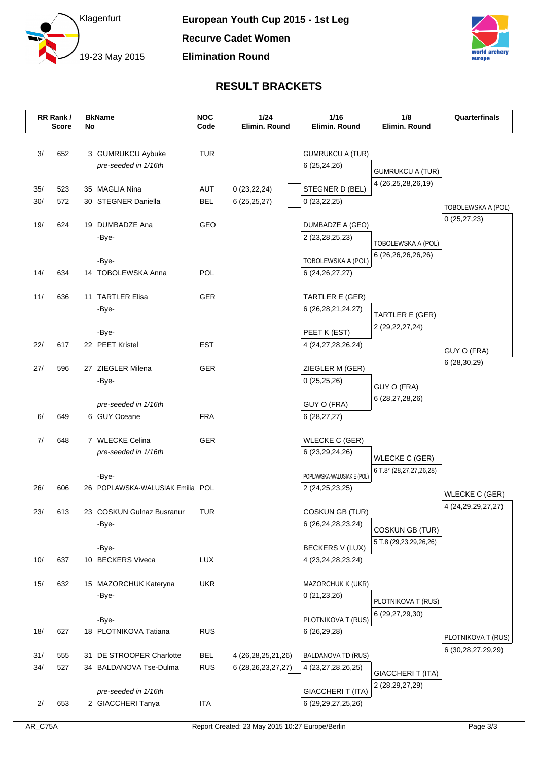# European Youth Cup 2015 - 1st Leg

**Recurve Cadet Women**

**Elimination Round**

Klagenfurt

19-23 May 2015

## RESULT BRACKETS

| RR Rank / Score | | BkName No | | NOC Code | 1/24 Elimin. Round | 1/16 Elimin. Round | 1/8 Elimin. Round | Quarterfinals |
|---|---|---|---|---|---|---|---|---|
| 3/ | 652 | 3 | GUMRUKCU Aybuke | TUR | | GUMRUKCU A (TUR) | | |
| | | | *pre-seeded in 1/16th* | | | 6 (25,24,26) | GUMRUKCU A (TUR) | |
| 35/ | 523 | 35 | MAGLIA Nina | AUT | 0 (23,22,24) | STEGNER D (BEL) | 4 (26,25,28,26,19) | |
| 30/ | 572 | 30 | STEGNER Daniella | BEL | 6 (25,25,27) | 0 (23,22,25) | | TOBOLEWSKA A (POL) |
| 19/ | 624 | 19 | DUMBADZE Ana | GEO | | DUMBADZE A (GEO) | | 0 (25,27,23) |
| | | | -Bye- | | | 2 (23,28,25,23) | TOBOLEWSKA A (POL) | |
| | | | -Bye- | | | TOBOLEWSKA A (POL) | 6 (26,26,26,26,26) | |
| 14/ | 634 | 14 | TOBOLEWSKA Anna | POL | | 6 (24,26,27,27) | | |
| 11/ | 636 | 11 | TARTLER Elisa | GER | | TARTLER E (GER) | | |
| | | | -Bye- | | | 6 (26,28,21,24,27) | TARTLER E (GER) | |
| | | | -Bye- | | | PEET K (EST) | 2 (29,22,27,24) | |
| 22/ | 617 | 22 | PEET Kristel | EST | | 4 (24,27,28,26,24) | | GUY O (FRA) |
| 27/ | 596 | 27 | ZIEGLER Milena | GER | | ZIEGLER M (GER) | | 6 (28,30,29) |
| | | | -Bye- | | | 0 (25,25,26) | GUY O (FRA) | |
| | | | *pre-seeded in 1/16th* | | | GUY O (FRA) | 6 (28,27,28,26) | |
| 6/ | 649 | 6 | GUY Oceane | FRA | | 6 (28,27,27) | | |
| 7/ | 648 | 7 | WLECKE Celina | GER | | WLECKE C (GER) | | |
| | | | *pre-seeded in 1/16th* | | | 6 (23,29,24,26) | WLECKE C (GER) | |
| | | | -Bye- | | | POPLAWSKA-WALUSIAK E (POL) | 6 T.8* (28,27,27,26,28) | |
| 26/ | 606 | 26 | POPLAWSKA-WALUSIAK Emilia | POL | | 2 (24,25,23,25) | | WLECKE C (GER) |
| 23/ | 613 | 23 | COSKUN Gulnaz Busranur | TUR | | COSKUN GB (TUR) | | 4 (24,29,29,27,27) |
| | | | -Bye- | | | 6 (26,24,28,23,24) | COSKUN GB (TUR) | |
| | | | -Bye- | | | BECKERS V (LUX) | 5 T.8 (29,23,29,26,26) | |
| 10/ | 637 | 10 | BECKERS Viveca | LUX | | 4 (23,24,28,23,24) | | |
| 15/ | 632 | 15 | MAZORCHUK Kateryna | UKR | | MAZORCHUK K (UKR) | | |
| | | | -Bye- | | | 0 (21,23,26) | PLOTNIKOVA T (RUS) | |
| | | | -Bye- | | | PLOTNIKOVA T (RUS) | 6 (29,27,29,30) | |
| 18/ | 627 | 18 | PLOTNIKOVA Tatiana | RUS | | 6 (26,29,28) | | PLOTNIKOVA T (RUS) |
| 31/ | 555 | 31 | DE STROOPER Charlotte | BEL | 4 (26,28,25,21,26) | BALDANOVA TD (RUS) | | 6 (30,28,27,29,29) |
| 34/ | 527 | 34 | BALDANOVA Tse-Dulma | RUS | 6 (28,26,23,27,27) | 4 (23,27,28,26,25) | GIACCHERI T (ITA) | |
| | | | *pre-seeded in 1/16th* | | | GIACCHERI T (ITA) | 2 (28,29,27,29) | |
| 2/ | 653 | 2 | GIACCHERI Tanya | ITA | | 6 (29,29,27,25,26) | | |

AR_C75A

Report Created: 23 May 2015 10:27 Europe/Berlin